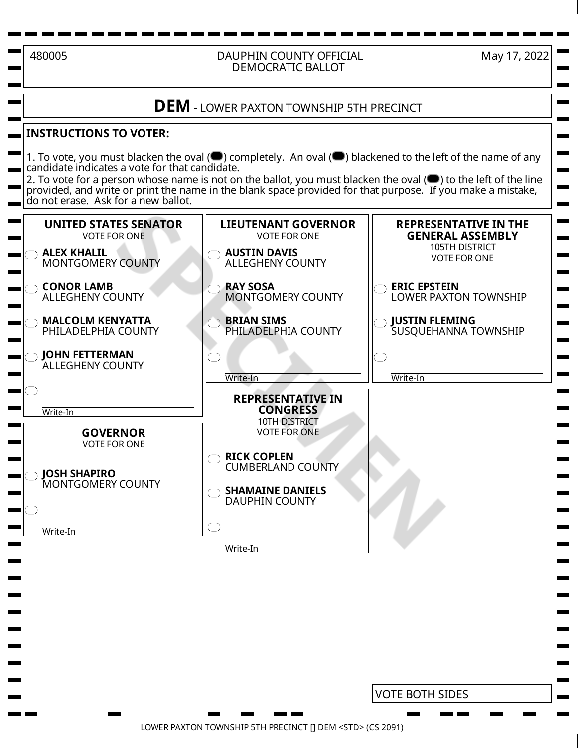480005

DAUPHIN COUNTY OFFICIAL
DEMOCRATIC BALLOT

May 17, 2022

# **DEM** - LOWER PAXTON TOWNSHIP 5TH PRECINCT

**INSTRUCTIONS TO VOTER:**

1. To vote, you must blacken the oval (⬬) completely. An oval (⬬) blackened to the left of the name of any candidate indicates a vote for that candidate.
2. To vote for a person whose name is not on the ballot, you must blacken the oval (⬬) to the left of the line provided, and write or print the name in the blank space provided for that purpose. If you make a mistake, do not erase. Ask for a new ballot.

## UNITED STATES SENATOR
VOTE FOR ONE

- ⬭ **ALEX KHALIL**
  MONTGOMERY COUNTY
- ⬭ **CONOR LAMB**
  ALLEGHENY COUNTY
- ⬭ **MALCOLM KENYATTA**
  PHILADELPHIA COUNTY
- ⬭ **JOHN FETTERMAN**
  ALLEGHENY COUNTY
- ⬭ ____________________
  Write-In

## GOVERNOR
VOTE FOR ONE

- ⬭ **JOSH SHAPIRO**
  MONTGOMERY COUNTY
- ⬭ ____________________
  Write-In

## LIEUTENANT GOVERNOR
VOTE FOR ONE

- ⬭ **AUSTIN DAVIS**
  ALLEGHENY COUNTY
- ⬭ **RAY SOSA**
  MONTGOMERY COUNTY
- ⬭ **BRIAN SIMS**
  PHILADELPHIA COUNTY
- ⬭ ____________________
  Write-In

## REPRESENTATIVE IN CONGRESS
10TH DISTRICT
VOTE FOR ONE

- ⬭ **RICK COPLEN**
  CUMBERLAND COUNTY
- ⬭ **SHAMAINE DANIELS**
  DAUPHIN COUNTY
- ⬭ ____________________
  Write-In

## REPRESENTATIVE IN THE GENERAL ASSEMBLY
105TH DISTRICT
VOTE FOR ONE

- ⬭ **ERIC EPSTEIN**
  LOWER PAXTON TOWNSHIP
- ⬭ **JUSTIN FLEMING**
  SUSQUEHANNA TOWNSHIP
- ⬭ ____________________
  Write-In

VOTE BOTH SIDES

LOWER PAXTON TOWNSHIP 5TH PRECINCT [] DEM <STD> (CS 2091)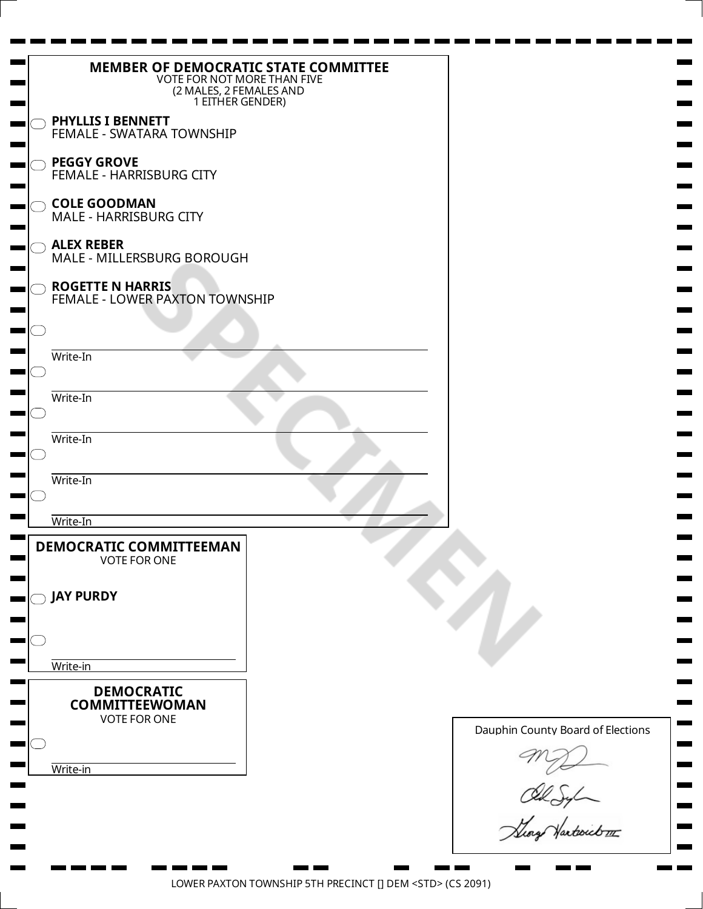## MEMBER OF DEMOCRATIC STATE COMMITTEE

VOTE FOR NOT MORE THAN FIVE
(2 MALES, 2 FEMALES AND
1 EITHER GENDER)

- **PHYLLIS I BENNETT**
  FEMALE - SWATARA TOWNSHIP
- **PEGGY GROVE**
  FEMALE - HARRISBURG CITY
- **COLE GOODMAN**
  MALE - HARRISBURG CITY
- **ALEX REBER**
  MALE - MILLERSBURG BOROUGH
- **ROGETTE N HARRIS**
  FEMALE - LOWER PAXTON TOWNSHIP
- Write-In
- Write-In
- Write-In
- Write-In
- Write-In

## DEMOCRATIC COMMITTEEMAN

VOTE FOR ONE

- **JAY PURDY**
- Write-in

## DEMOCRATIC COMMITTEEWOMAN

VOTE FOR ONE

- Write-in

Dauphin County Board of Elections

SPECIMEN

LOWER PAXTON TOWNSHIP 5TH PRECINCT [] DEM <STD> (CS 2091)